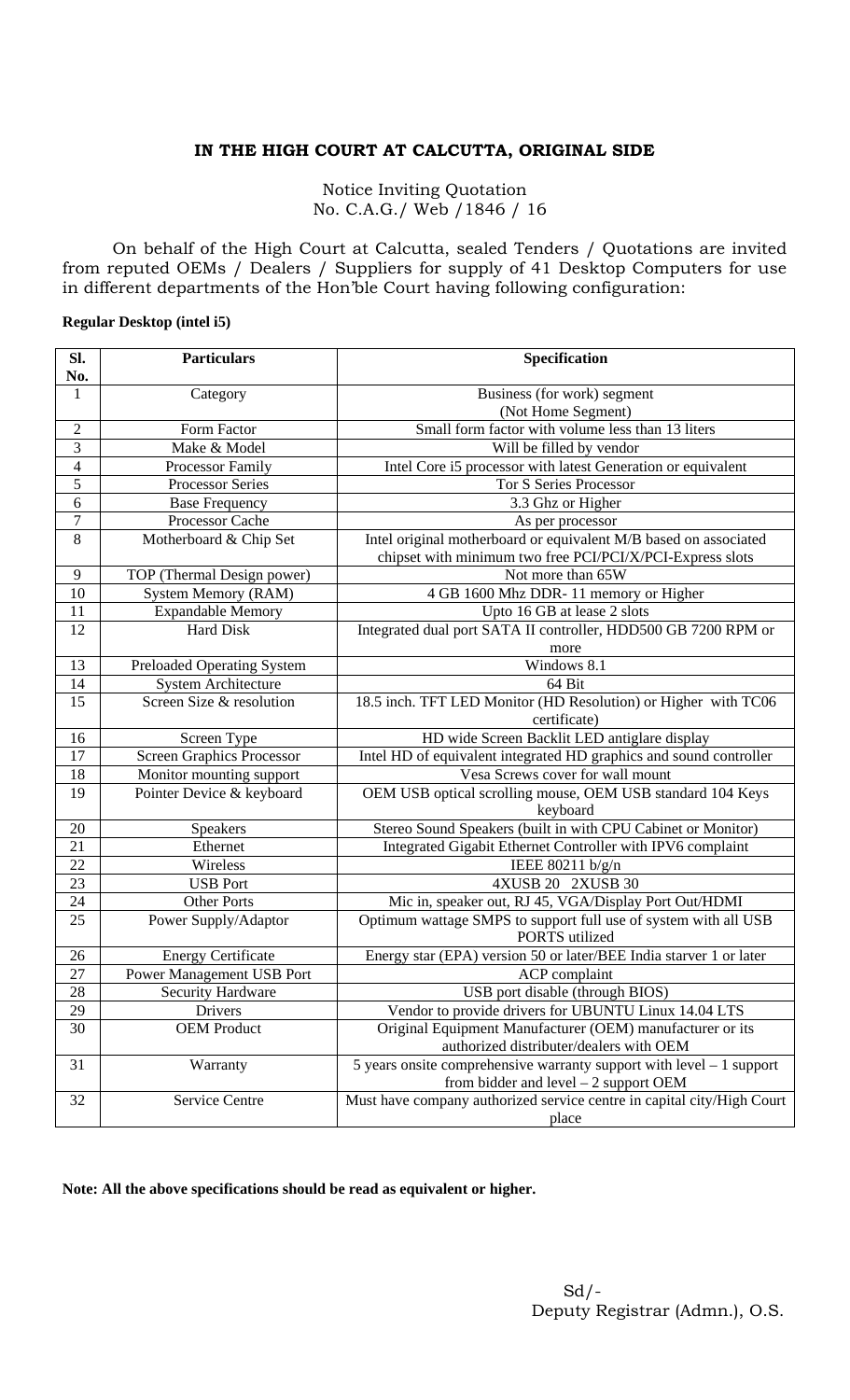**IN THE HIGH COURT AT CALCUTTA, ORIGINAL SIDE**

Notice Inviting Quotation
No. C.A.G./ Web /1846 / 16

On behalf of the High Court at Calcutta, sealed Tenders / Quotations are invited from reputed OEMs / Dealers / Suppliers for supply of 41 Desktop Computers for use in different departments of the Hon'ble Court having following configuration:

**Regular Desktop (intel i5)**

| Sl. No. | Particulars | Specification |
|---|---|---|
| 1 | Category | Business (for work) segment (Not Home Segment) |
| 2 | Form Factor | Small form factor with volume less than 13 liters |
| 3 | Make & Model | Will be filled by vendor |
| 4 | Processor Family | Intel Core i5 processor with latest Generation or equivalent |
| 5 | Processor Series | Tor S Series Processor |
| 6 | Base Frequency | 3.3 Ghz or Higher |
| 7 | Processor Cache | As per processor |
| 8 | Motherboard & Chip Set | Intel original motherboard or equivalent M/B based on associated chipset with minimum two free PCI/PCI/X/PCI-Express slots |
| 9 | TOP (Thermal Design power) | Not more than 65W |
| 10 | System Memory (RAM) | 4 GB 1600 Mhz DDR- 11 memory or Higher |
| 11 | Expandable Memory | Upto 16 GB at lease 2 slots |
| 12 | Hard Disk | Integrated dual port SATA II controller, HDD500 GB 7200 RPM or more |
| 13 | Preloaded Operating System | Windows 8.1 |
| 14 | System Architecture | 64 Bit |
| 15 | Screen Size & resolution | 18.5 inch. TFT LED Monitor (HD Resolution) or Higher with TC06 certificate) |
| 16 | Screen Type | HD wide Screen Backlit LED antiglare display |
| 17 | Screen Graphics Processor | Intel HD of equivalent integrated HD graphics and sound controller |
| 18 | Monitor mounting support | Vesa Screws cover for wall mount |
| 19 | Pointer Device & keyboard | OEM USB optical scrolling mouse, OEM USB standard 104 Keys keyboard |
| 20 | Speakers | Stereo Sound Speakers (built in with CPU Cabinet or Monitor) |
| 21 | Ethernet | Integrated Gigabit Ethernet Controller with IPV6 complaint |
| 22 | Wireless | IEEE 80211 b/g/n |
| 23 | USB Port | 4XUSB 20 2XUSB 30 |
| 24 | Other Ports | Mic in, speaker out, RJ 45, VGA/Display Port Out/HDMI |
| 25 | Power Supply/Adaptor | Optimum wattage SMPS to support full use of system with all USB PORTS utilized |
| 26 | Energy Certificate | Energy star (EPA) version 50 or later/BEE India starver 1 or later |
| 27 | Power Management USB Port | ACP complaint |
| 28 | Security Hardware | USB port disable (through BIOS) |
| 29 | Drivers | Vendor to provide drivers for UBUNTU Linux 14.04 LTS |
| 30 | OEM Product | Original Equipment Manufacturer (OEM) manufacturer or its authorized distributer/dealers with OEM |
| 31 | Warranty | 5 years onsite comprehensive warranty support with level – 1 support from bidder and level – 2 support OEM |
| 32 | Service Centre | Must have company authorized service centre in capital city/High Court place |

**Note: All the above specifications should be read as equivalent or higher.**

Sd/-
Deputy Registrar (Admn.), O.S.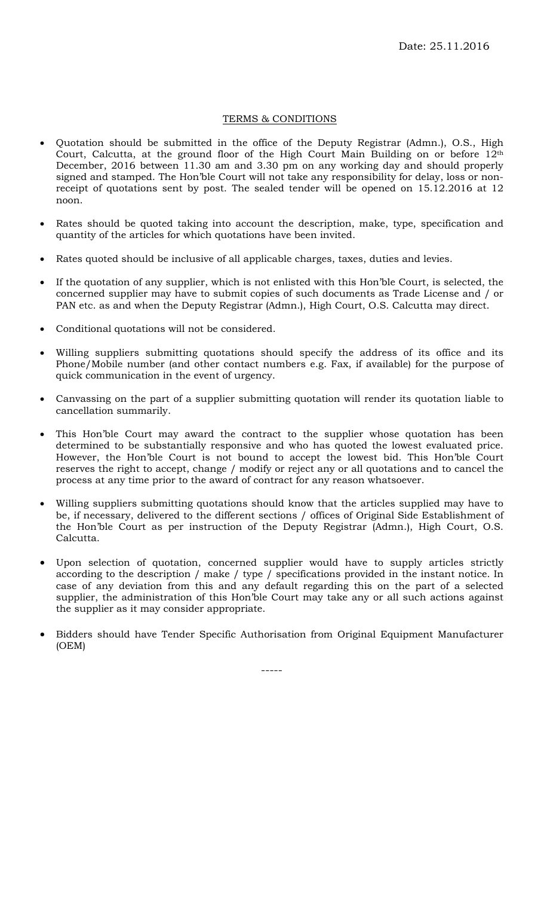Date: 25.11.2016

## TERMS & CONDITIONS

- Quotation should be submitted in the office of the Deputy Registrar (Admn.), O.S., High Court, Calcutta, at the ground floor of the High Court Main Building on or before 12th December, 2016 between 11.30 am and 3.30 pm on any working day and should properly signed and stamped. The Hon'ble Court will not take any responsibility for delay, loss or non-receipt of quotations sent by post. The sealed tender will be opened on 15.12.2016 at 12 noon.

- Rates should be quoted taking into account the description, make, type, specification and quantity of the articles for which quotations have been invited.

- Rates quoted should be inclusive of all applicable charges, taxes, duties and levies.

- If the quotation of any supplier, which is not enlisted with this Hon'ble Court, is selected, the concerned supplier may have to submit copies of such documents as Trade License and / or PAN etc. as and when the Deputy Registrar (Admn.), High Court, O.S. Calcutta may direct.

- Conditional quotations will not be considered.

- Willing suppliers submitting quotations should specify the address of its office and its Phone/Mobile number (and other contact numbers e.g. Fax, if available) for the purpose of quick communication in the event of urgency.

- Canvassing on the part of a supplier submitting quotation will render its quotation liable to cancellation summarily.

- This Hon'ble Court may award the contract to the supplier whose quotation has been determined to be substantially responsive and who has quoted the lowest evaluated price. However, the Hon'ble Court is not bound to accept the lowest bid. This Hon'ble Court reserves the right to accept, change / modify or reject any or all quotations and to cancel the process at any time prior to the award of contract for any reason whatsoever.

- Willing suppliers submitting quotations should know that the articles supplied may have to be, if necessary, delivered to the different sections / offices of Original Side Establishment of the Hon'ble Court as per instruction of the Deputy Registrar (Admn.), High Court, O.S. Calcutta.

- Upon selection of quotation, concerned supplier would have to supply articles strictly according to the description / make / type / specifications provided in the instant notice. In case of any deviation from this and any default regarding this on the part of a selected supplier, the administration of this Hon'ble Court may take any or all such actions against the supplier as it may consider appropriate.

- Bidders should have Tender Specific Authorisation from Original Equipment Manufacturer (OEM)

-----